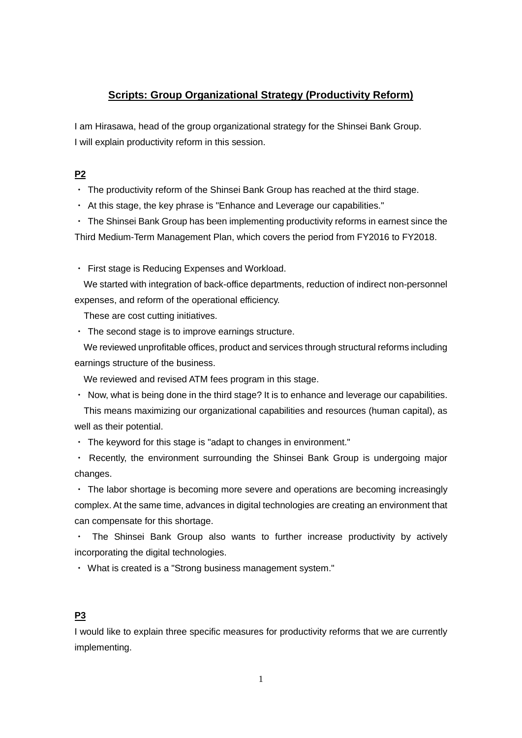# Scripts: Group Organizational Strategy (Productivity Reform)

I am Hirasawa, head of the group organizational strategy for the Shinsei Bank Group.
I will explain productivity reform in this session.

**P2**

・ The productivity reform of the Shinsei Bank Group has reached at the third stage.

・ At this stage, the key phrase is "Enhance and Leverage our capabilities."

・ The Shinsei Bank Group has been implementing productivity reforms in earnest since the Third Medium-Term Management Plan, which covers the period from FY2016 to FY2018.

・ First stage is Reducing Expenses and Workload.
We started with integration of back-office departments, reduction of indirect non-personnel expenses, and reform of the operational efficiency.
These are cost cutting initiatives.

・ The second stage is to improve earnings structure.
We reviewed unprofitable offices, product and services through structural reforms including earnings structure of the business.
We reviewed and revised ATM fees program in this stage.

・ Now, what is being done in the third stage? It is to enhance and leverage our capabilities.
This means maximizing our organizational capabilities and resources (human capital), as well as their potential.

・ The keyword for this stage is "adapt to changes in environment."

・ Recently, the environment surrounding the Shinsei Bank Group is undergoing major changes.

・ The labor shortage is becoming more severe and operations are becoming increasingly complex. At the same time, advances in digital technologies are creating an environment that can compensate for this shortage.

・ The Shinsei Bank Group also wants to further increase productivity by actively incorporating the digital technologies.

・ What is created is a "Strong business management system."

**P3**

I would like to explain three specific measures for productivity reforms that we are currently implementing.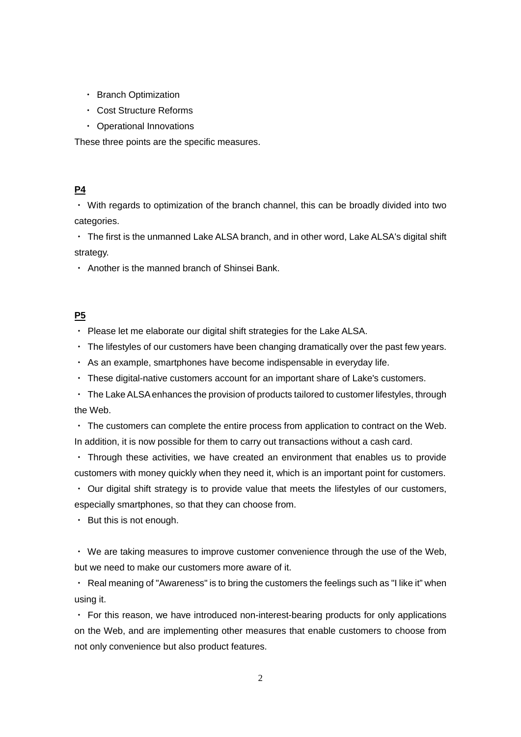- Branch Optimization
- Cost Structure Reforms
- Operational Innovations

These three points are the specific measures.

**P4**

- With regards to optimization of the branch channel, this can be broadly divided into two categories.
- The first is the unmanned Lake ALSA branch, and in other word, Lake ALSA's digital shift strategy.
- Another is the manned branch of Shinsei Bank.

**P5**

- Please let me elaborate our digital shift strategies for the Lake ALSA.
- The lifestyles of our customers have been changing dramatically over the past few years.
- As an example, smartphones have become indispensable in everyday life.
- These digital-native customers account for an important share of Lake's customers.
- The Lake ALSA enhances the provision of products tailored to customer lifestyles, through the Web.
- The customers can complete the entire process from application to contract on the Web. In addition, it is now possible for them to carry out transactions without a cash card.
- Through these activities, we have created an environment that enables us to provide customers with money quickly when they need it, which is an important point for customers.
- Our digital shift strategy is to provide value that meets the lifestyles of our customers, especially smartphones, so that they can choose from.
- But this is not enough.

- We are taking measures to improve customer convenience through the use of the Web, but we need to make our customers more aware of it.
- Real meaning of "Awareness" is to bring the customers the feelings such as "I like it" when using it.
- For this reason, we have introduced non-interest-bearing products for only applications on the Web, and are implementing other measures that enable customers to choose from not only convenience but also product features.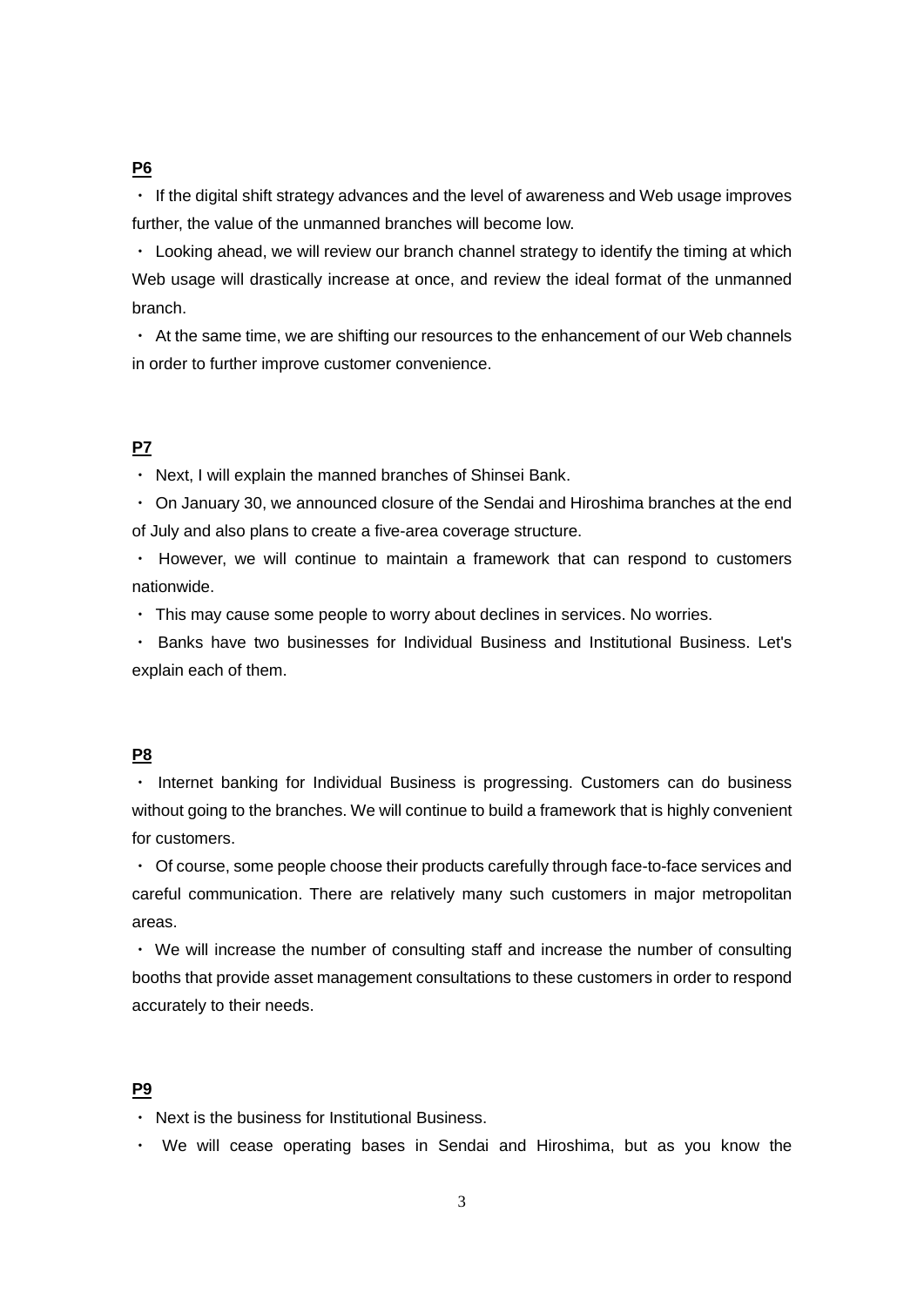**P6**

・ If the digital shift strategy advances and the level of awareness and Web usage improves further, the value of the unmanned branches will become low.

・ Looking ahead, we will review our branch channel strategy to identify the timing at which Web usage will drastically increase at once, and review the ideal format of the unmanned branch.

・ At the same time, we are shifting our resources to the enhancement of our Web channels in order to further improve customer convenience.

**P7**

・ Next, I will explain the manned branches of Shinsei Bank.

・ On January 30, we announced closure of the Sendai and Hiroshima branches at the end of July and also plans to create a five-area coverage structure.

・ However, we will continue to maintain a framework that can respond to customers nationwide.

・ This may cause some people to worry about declines in services. No worries.

・ Banks have two businesses for Individual Business and Institutional Business. Let's explain each of them.

**P8**

・ Internet banking for Individual Business is progressing. Customers can do business without going to the branches. We will continue to build a framework that is highly convenient for customers.

・ Of course, some people choose their products carefully through face-to-face services and careful communication. There are relatively many such customers in major metropolitan areas.

・ We will increase the number of consulting staff and increase the number of consulting booths that provide asset management consultations to these customers in order to respond accurately to their needs.

**P9**

・ Next is the business for Institutional Business.

・ We will cease operating bases in Sendai and Hiroshima, but as you know the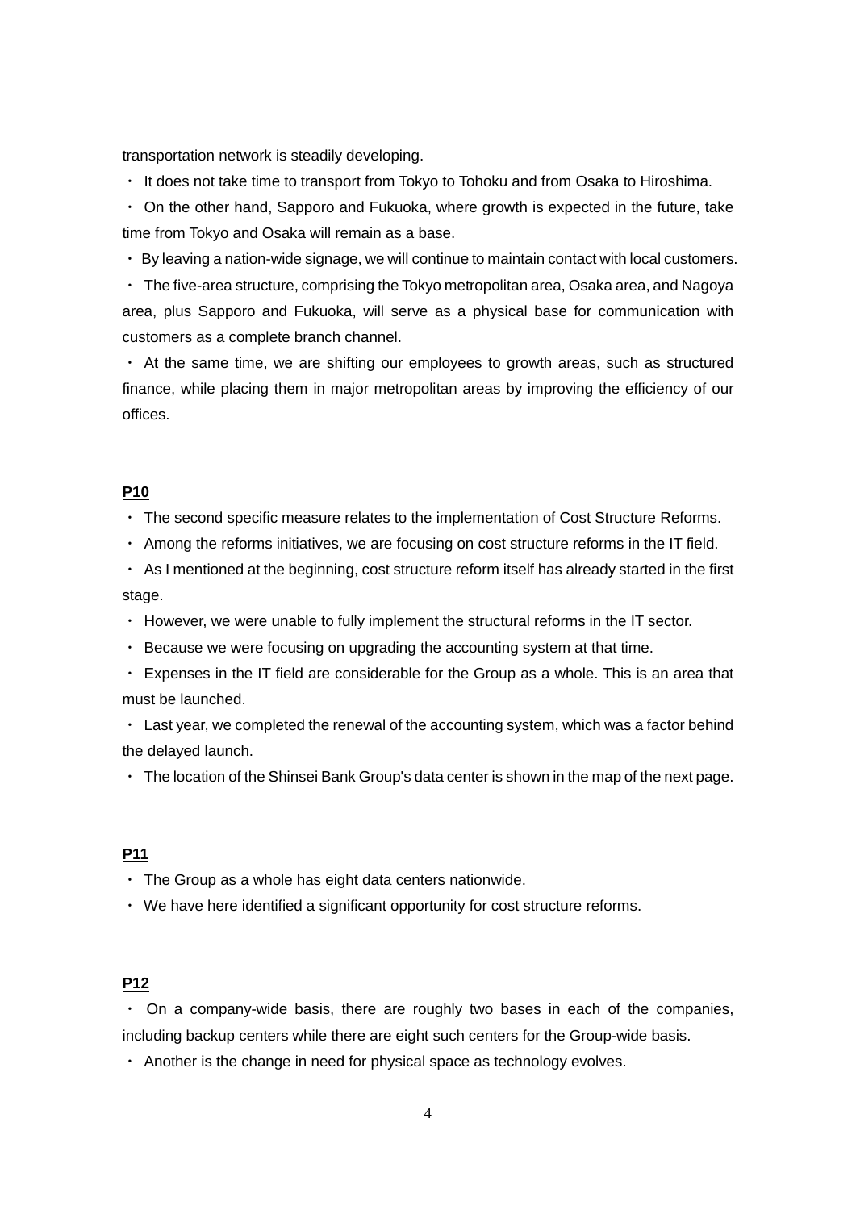transportation network is steadily developing.

・ It does not take time to transport from Tokyo to Tohoku and from Osaka to Hiroshima.

・ On the other hand, Sapporo and Fukuoka, where growth is expected in the future, take time from Tokyo and Osaka will remain as a base.

・ By leaving a nation-wide signage, we will continue to maintain contact with local customers.

・ The five-area structure, comprising the Tokyo metropolitan area, Osaka area, and Nagoya area, plus Sapporo and Fukuoka, will serve as a physical base for communication with customers as a complete branch channel.

・ At the same time, we are shifting our employees to growth areas, such as structured finance, while placing them in major metropolitan areas by improving the efficiency of our offices.

**P10**

・ The second specific measure relates to the implementation of Cost Structure Reforms.

・ Among the reforms initiatives, we are focusing on cost structure reforms in the IT field.

・ As I mentioned at the beginning, cost structure reform itself has already started in the first stage.

・ However, we were unable to fully implement the structural reforms in the IT sector.

・ Because we were focusing on upgrading the accounting system at that time.

・ Expenses in the IT field are considerable for the Group as a whole. This is an area that must be launched.

・ Last year, we completed the renewal of the accounting system, which was a factor behind the delayed launch.

・ The location of the Shinsei Bank Group's data center is shown in the map of the next page.

**P11**

・ The Group as a whole has eight data centers nationwide.

・ We have here identified a significant opportunity for cost structure reforms.

**P12**

・ On a company-wide basis, there are roughly two bases in each of the companies, including backup centers while there are eight such centers for the Group-wide basis.

・ Another is the change in need for physical space as technology evolves.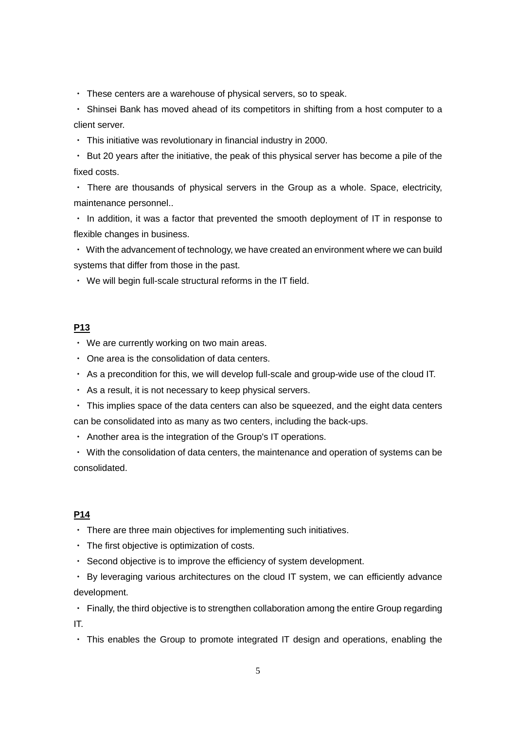・ These centers are a warehouse of physical servers, so to speak.

・ Shinsei Bank has moved ahead of its competitors in shifting from a host computer to a client server.

・ This initiative was revolutionary in financial industry in 2000.

・ But 20 years after the initiative, the peak of this physical server has become a pile of the fixed costs.

・ There are thousands of physical servers in the Group as a whole. Space, electricity, maintenance personnel..

・ In addition, it was a factor that prevented the smooth deployment of IT in response to flexible changes in business.

・ With the advancement of technology, we have created an environment where we can build systems that differ from those in the past.

・ We will begin full-scale structural reforms in the IT field.

**P13**

・ We are currently working on two main areas.

・ One area is the consolidation of data centers.

・ As a precondition for this, we will develop full-scale and group-wide use of the cloud IT.

・ As a result, it is not necessary to keep physical servers.

・ This implies space of the data centers can also be squeezed, and the eight data centers can be consolidated into as many as two centers, including the back-ups.

・ Another area is the integration of the Group's IT operations.

・ With the consolidation of data centers, the maintenance and operation of systems can be consolidated.

**P14**

・ There are three main objectives for implementing such initiatives.

・ The first objective is optimization of costs.

・ Second objective is to improve the efficiency of system development.

・ By leveraging various architectures on the cloud IT system, we can efficiently advance development.

・ Finally, the third objective is to strengthen collaboration among the entire Group regarding IT.

・ This enables the Group to promote integrated IT design and operations, enabling the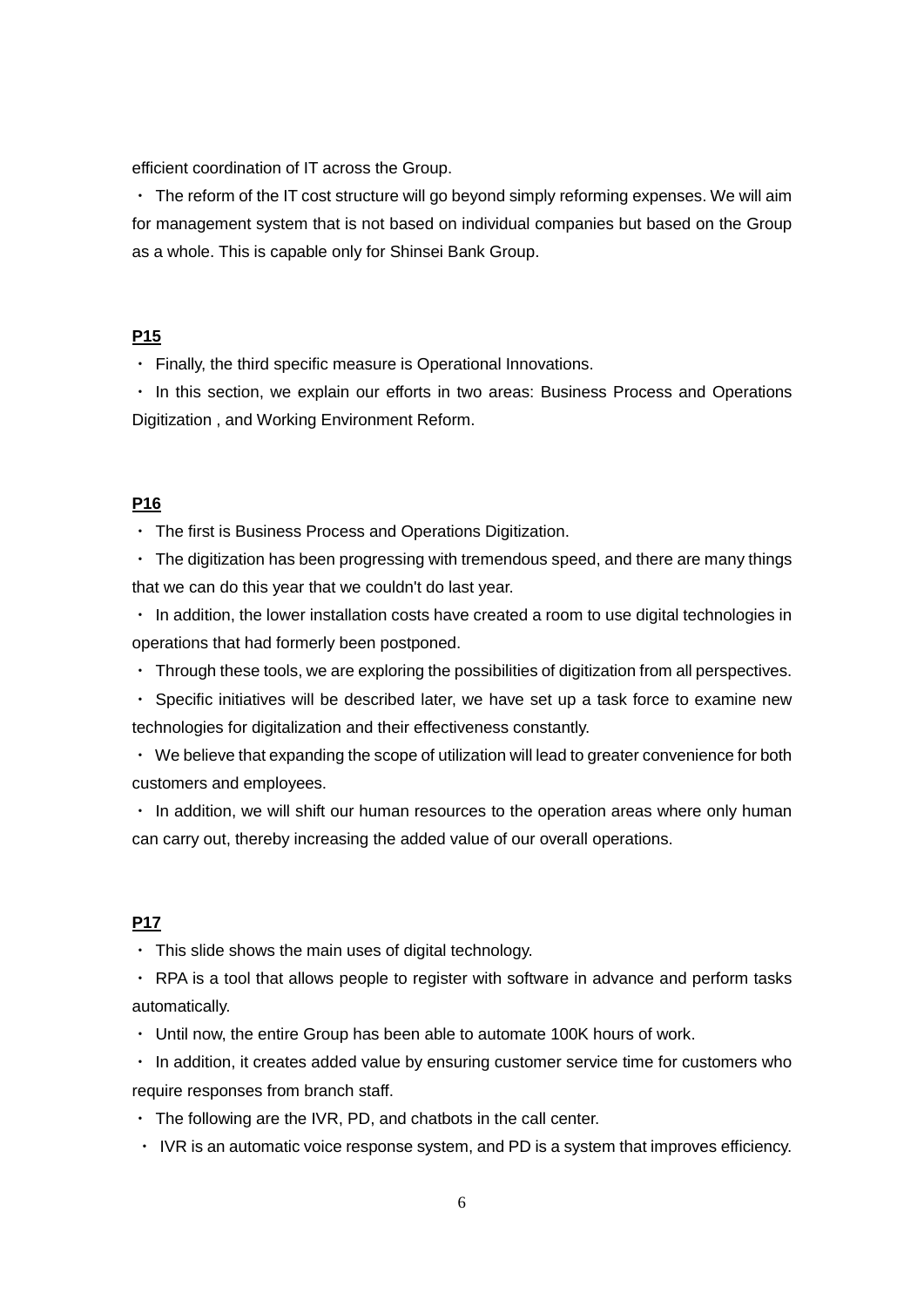efficient coordination of IT across the Group.

・ The reform of the IT cost structure will go beyond simply reforming expenses. We will aim for management system that is not based on individual companies but based on the Group as a whole. This is capable only for Shinsei Bank Group.

**P15**

・ Finally, the third specific measure is Operational Innovations.

・ In this section, we explain our efforts in two areas: Business Process and Operations Digitization , and Working Environment Reform.

**P16**

・ The first is Business Process and Operations Digitization.

・ The digitization has been progressing with tremendous speed, and there are many things that we can do this year that we couldn't do last year.

・ In addition, the lower installation costs have created a room to use digital technologies in operations that had formerly been postponed.

・ Through these tools, we are exploring the possibilities of digitization from all perspectives.

・ Specific initiatives will be described later, we have set up a task force to examine new technologies for digitalization and their effectiveness constantly.

・ We believe that expanding the scope of utilization will lead to greater convenience for both customers and employees.

・ In addition, we will shift our human resources to the operation areas where only human can carry out, thereby increasing the added value of our overall operations.

**P17**

・ This slide shows the main uses of digital technology.

・ RPA is a tool that allows people to register with software in advance and perform tasks automatically.

・ Until now, the entire Group has been able to automate 100K hours of work.

・ In addition, it creates added value by ensuring customer service time for customers who require responses from branch staff.

・ The following are the IVR, PD, and chatbots in the call center.

・ IVR is an automatic voice response system, and PD is a system that improves efficiency.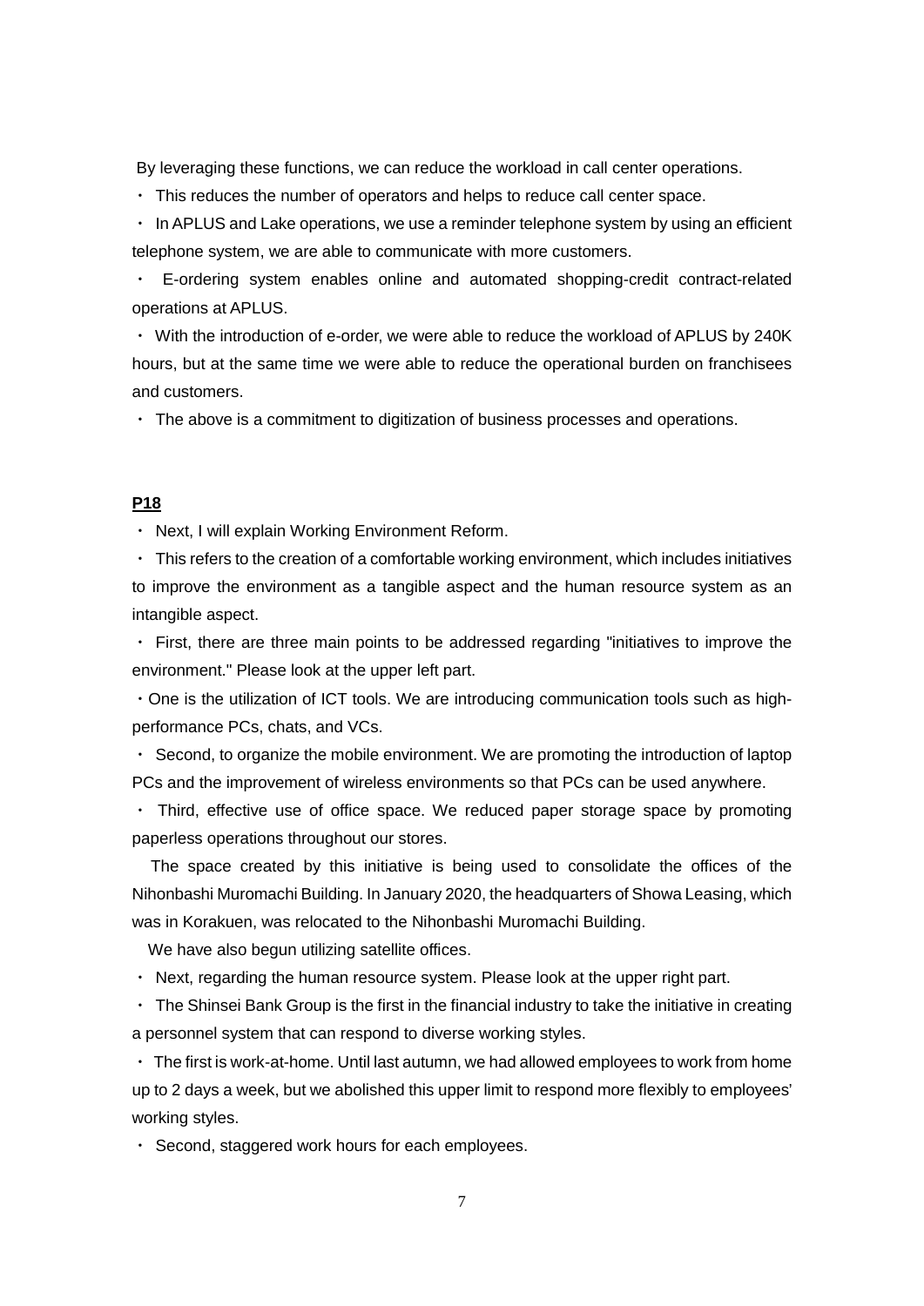By leveraging these functions, we can reduce the workload in call center operations.

・ This reduces the number of operators and helps to reduce call center space.

・ In APLUS and Lake operations, we use a reminder telephone system by using an efficient telephone system, we are able to communicate with more customers.

・ E-ordering system enables online and automated shopping-credit contract-related operations at APLUS.

・ With the introduction of e-order, we were able to reduce the workload of APLUS by 240K hours, but at the same time we were able to reduce the operational burden on franchisees and customers.

・ The above is a commitment to digitization of business processes and operations.

**P18**

・ Next, I will explain Working Environment Reform.

・ This refers to the creation of a comfortable working environment, which includes initiatives to improve the environment as a tangible aspect and the human resource system as an intangible aspect.

・ First, there are three main points to be addressed regarding "initiatives to improve the environment." Please look at the upper left part.

・One is the utilization of ICT tools. We are introducing communication tools such as high-performance PCs, chats, and VCs.

・ Second, to organize the mobile environment. We are promoting the introduction of laptop PCs and the improvement of wireless environments so that PCs can be used anywhere.

・ Third, effective use of office space. We reduced paper storage space by promoting paperless operations throughout our stores.

The space created by this initiative is being used to consolidate the offices of the Nihonbashi Muromachi Building. In January 2020, the headquarters of Showa Leasing, which was in Korakuen, was relocated to the Nihonbashi Muromachi Building.

We have also begun utilizing satellite offices.

・ Next, regarding the human resource system. Please look at the upper right part.

・ The Shinsei Bank Group is the first in the financial industry to take the initiative in creating a personnel system that can respond to diverse working styles.

・ The first is work-at-home. Until last autumn, we had allowed employees to work from home up to 2 days a week, but we abolished this upper limit to respond more flexibly to employees' working styles.

・ Second, staggered work hours for each employees.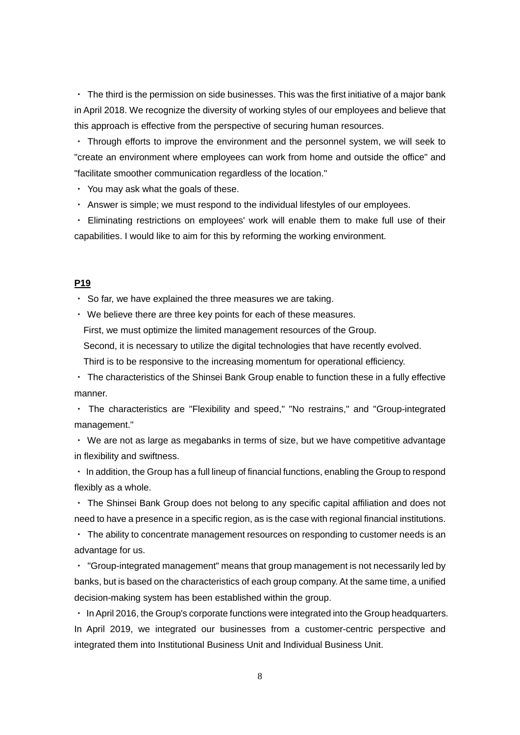・ The third is the permission on side businesses. This was the first initiative of a major bank in April 2018. We recognize the diversity of working styles of our employees and believe that this approach is effective from the perspective of securing human resources.

・ Through efforts to improve the environment and the personnel system, we will seek to "create an environment where employees can work from home and outside the office" and "facilitate smoother communication regardless of the location."

・ You may ask what the goals of these.

・ Answer is simple; we must respond to the individual lifestyles of our employees.

・ Eliminating restrictions on employees' work will enable them to make full use of their capabilities. I would like to aim for this by reforming the working environment.

**P19**

・ So far, we have explained the three measures we are taking.

・ We believe there are three key points for each of these measures.
First, we must optimize the limited management resources of the Group.
Second, it is necessary to utilize the digital technologies that have recently evolved.
Third is to be responsive to the increasing momentum for operational efficiency.

・ The characteristics of the Shinsei Bank Group enable to function these in a fully effective manner.

・ The characteristics are "Flexibility and speed," "No restrains," and "Group-integrated management."

・ We are not as large as megabanks in terms of size, but we have competitive advantage in flexibility and swiftness.

・ In addition, the Group has a full lineup of financial functions, enabling the Group to respond flexibly as a whole.

・ The Shinsei Bank Group does not belong to any specific capital affiliation and does not need to have a presence in a specific region, as is the case with regional financial institutions.

・ The ability to concentrate management resources on responding to customer needs is an advantage for us.

・ "Group-integrated management" means that group management is not necessarily led by banks, but is based on the characteristics of each group company. At the same time, a unified decision-making system has been established within the group.

・ In April 2016, the Group's corporate functions were integrated into the Group headquarters. In April 2019, we integrated our businesses from a customer-centric perspective and integrated them into Institutional Business Unit and Individual Business Unit.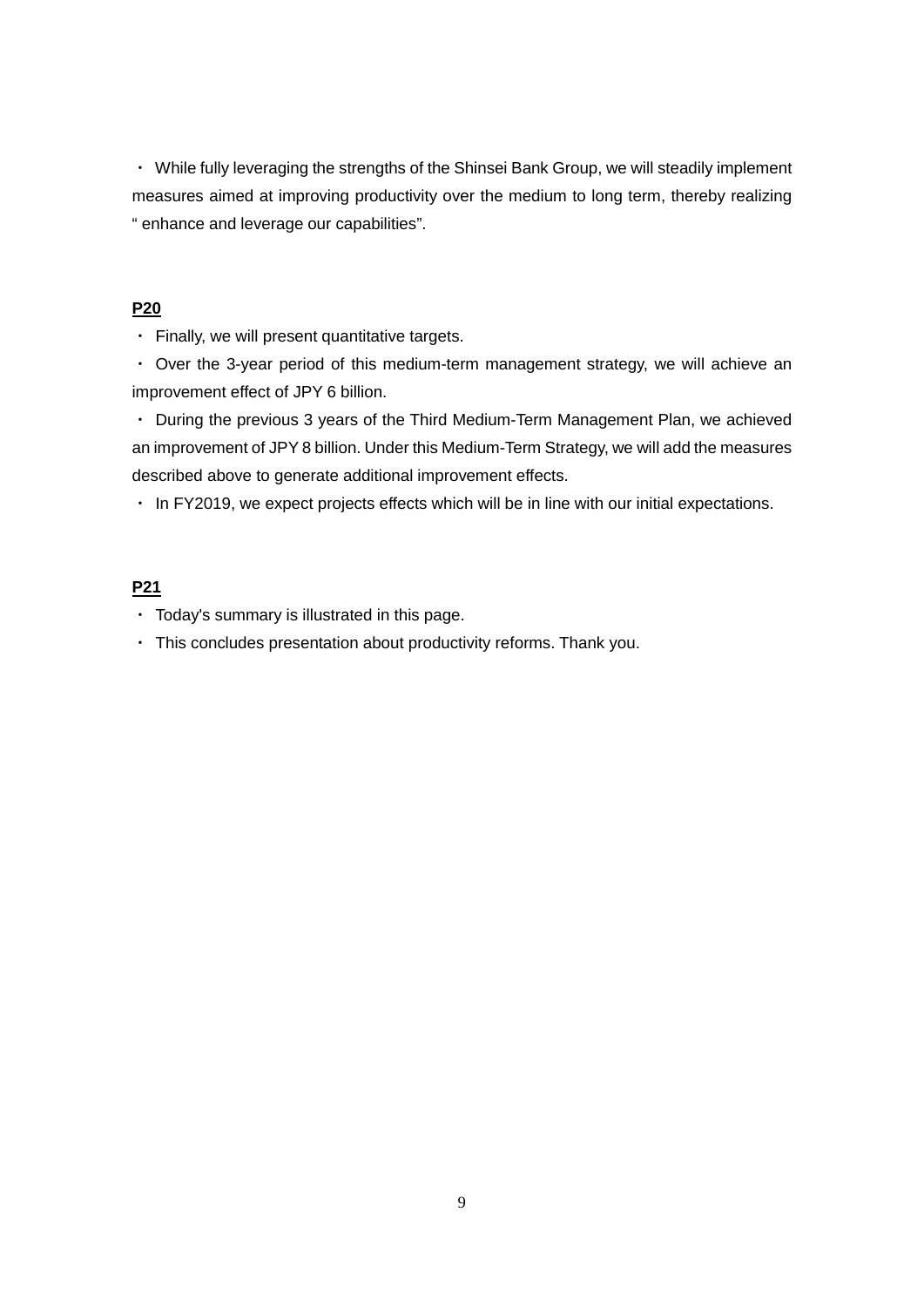・ While fully leveraging the strengths of the Shinsei Bank Group, we will steadily implement measures aimed at improving productivity over the medium to long term, thereby realizing " enhance and leverage our capabilities".

**P20**

・ Finally, we will present quantitative targets.

・ Over the 3-year period of this medium-term management strategy, we will achieve an improvement effect of JPY 6 billion.

・ During the previous 3 years of the Third Medium-Term Management Plan, we achieved an improvement of JPY 8 billion. Under this Medium-Term Strategy, we will add the measures described above to generate additional improvement effects.

・ In FY2019, we expect projects effects which will be in line with our initial expectations.

**P21**

・ Today's summary is illustrated in this page.

・ This concludes presentation about productivity reforms. Thank you.